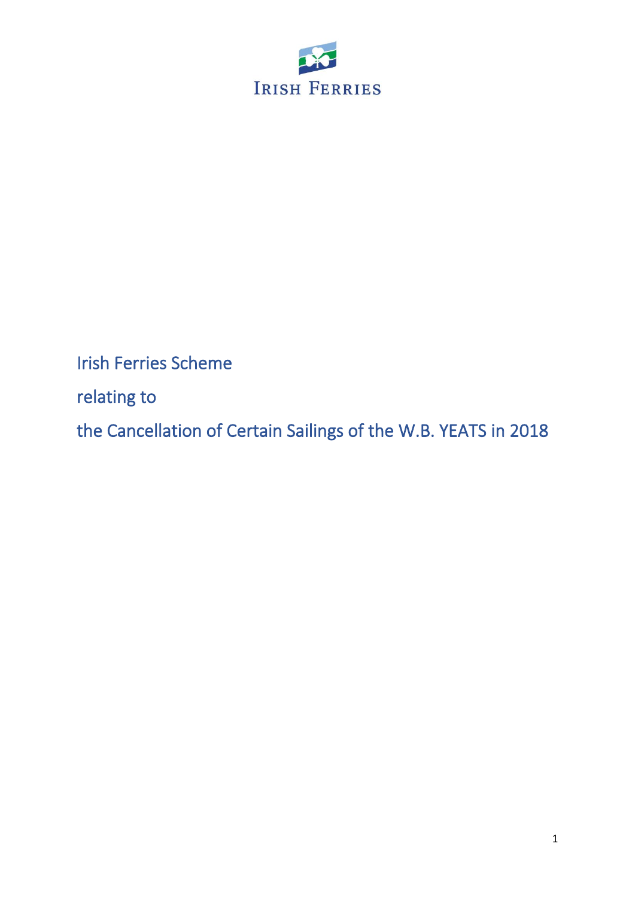IRISH FERRIES

# Irish Ferries Scheme

# relating to

# the Cancellation of Certain Sailings of the W.B. YEATS in 2018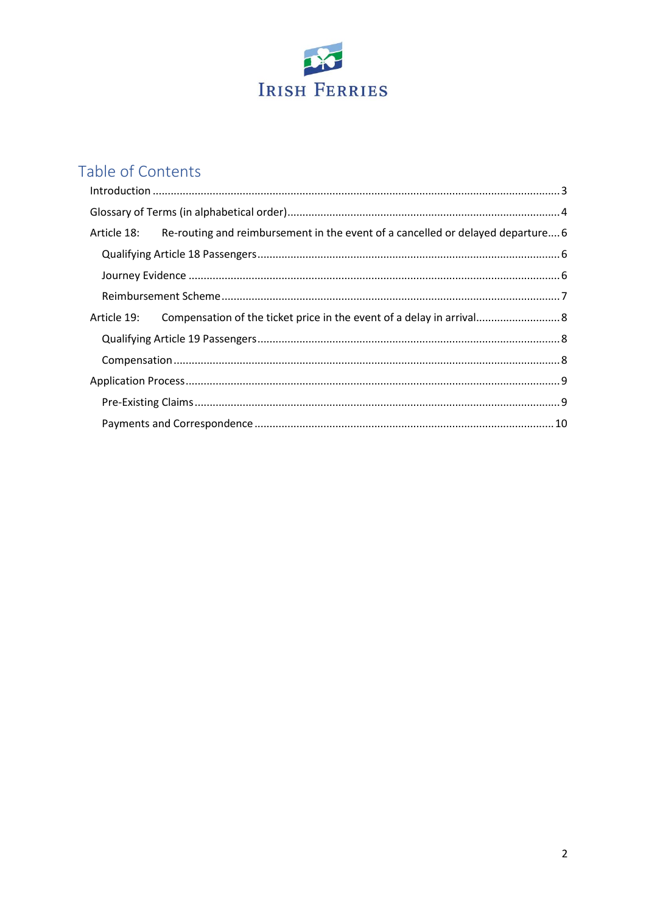IRISH FERRIES

# Table of Contents

- Introduction ... 3
- Glossary of Terms (in alphabetical order) ... 4
- Article 18: Re-routing and reimbursement in the event of a cancelled or delayed departure ... 6
  - Qualifying Article 18 Passengers ... 6
  - Journey Evidence ... 6
  - Reimbursement Scheme ... 7
- Article 19: Compensation of the ticket price in the event of a delay in arrival ... 8
  - Qualifying Article 19 Passengers ... 8
  - Compensation ... 8
- Application Process ... 9
  - Pre-Existing Claims ... 9
  - Payments and Correspondence ... 10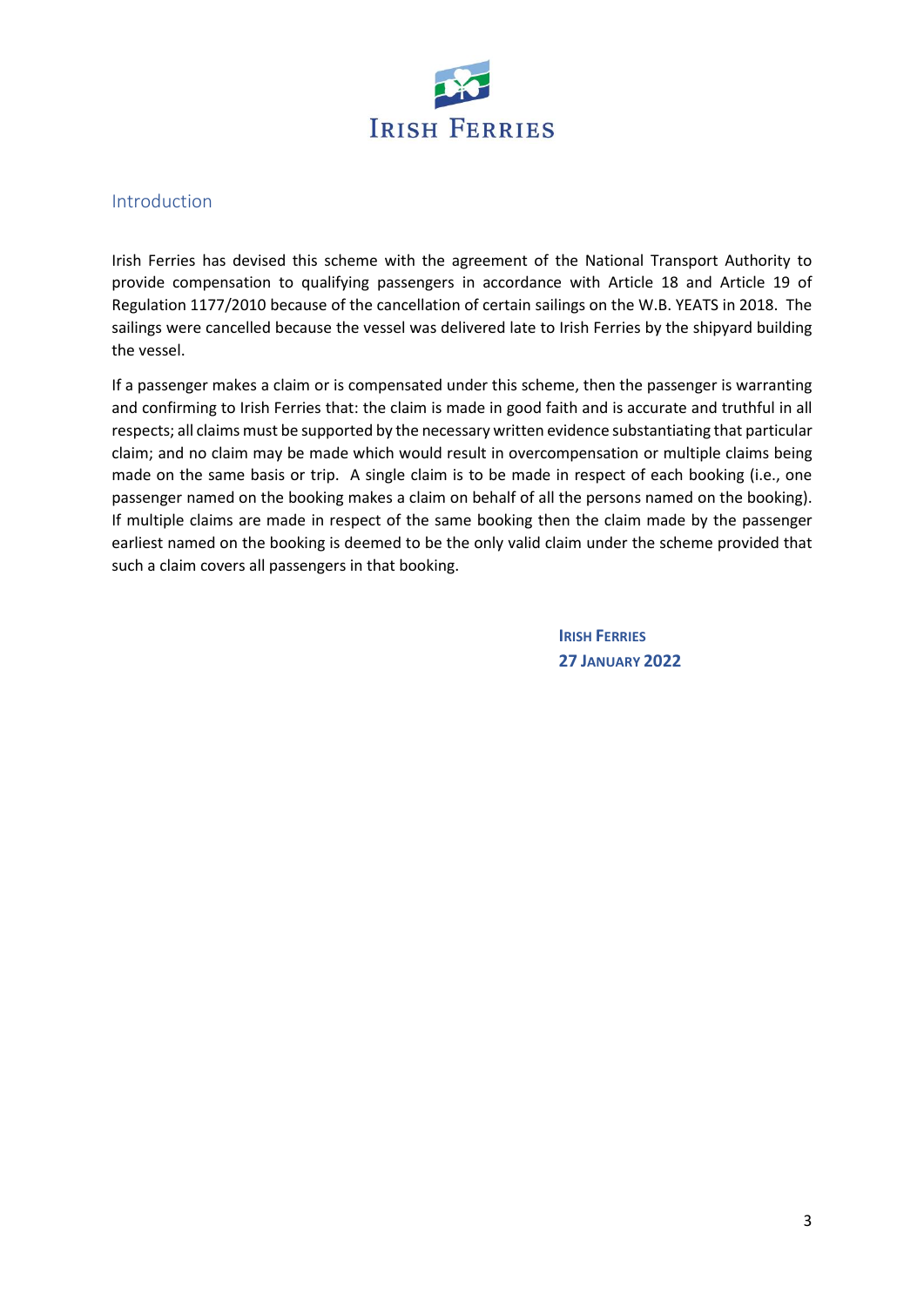## Introduction

Irish Ferries has devised this scheme with the agreement of the National Transport Authority to provide compensation to qualifying passengers in accordance with Article 18 and Article 19 of Regulation 1177/2010 because of the cancellation of certain sailings on the W.B. YEATS in 2018. The sailings were cancelled because the vessel was delivered late to Irish Ferries by the shipyard building the vessel.

If a passenger makes a claim or is compensated under this scheme, then the passenger is warranting and confirming to Irish Ferries that: the claim is made in good faith and is accurate and truthful in all respects; all claims must be supported by the necessary written evidence substantiating that particular claim; and no claim may be made which would result in overcompensation or multiple claims being made on the same basis or trip. A single claim is to be made in respect of each booking (i.e., one passenger named on the booking makes a claim on behalf of all the persons named on the booking). If multiple claims are made in respect of the same booking then the claim made by the passenger earliest named on the booking is deemed to be the only valid claim under the scheme provided that such a claim covers all passengers in that booking.

**IRISH FERRIES**
**27 JANUARY 2022**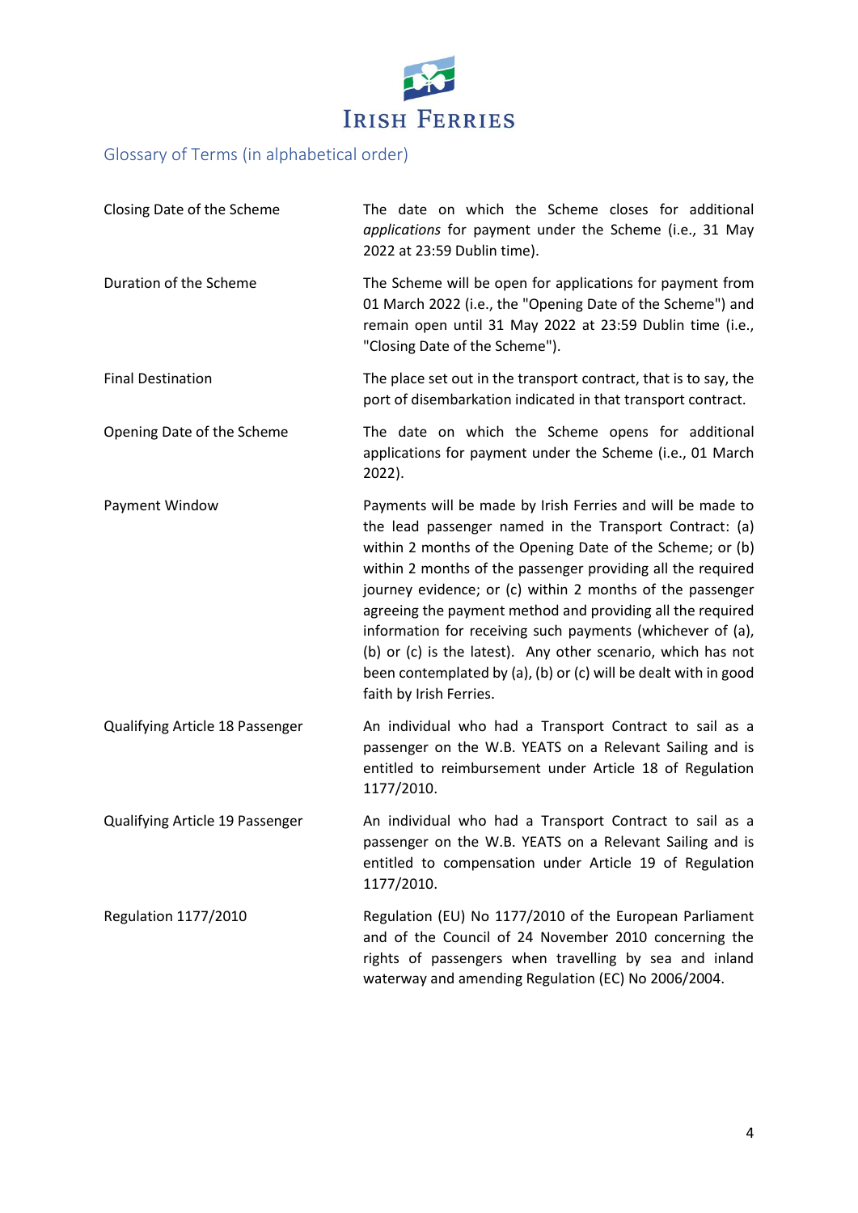## Glossary of Terms (in alphabetical order)

| | |
|---|---|
| Closing Date of the Scheme | The date on which the Scheme closes for additional *applications* for payment under the Scheme (i.e., 31 May 2022 at 23:59 Dublin time). |
| Duration of the Scheme | The Scheme will be open for applications for payment from 01 March 2022 (i.e., the "Opening Date of the Scheme") and remain open until 31 May 2022 at 23:59 Dublin time (i.e., "Closing Date of the Scheme"). |
| Final Destination | The place set out in the transport contract, that is to say, the port of disembarkation indicated in that transport contract. |
| Opening Date of the Scheme | The date on which the Scheme opens for additional applications for payment under the Scheme (i.e., 01 March 2022). |
| Payment Window | Payments will be made by Irish Ferries and will be made to the lead passenger named in the Transport Contract: (a) within 2 months of the Opening Date of the Scheme; or (b) within 2 months of the passenger providing all the required journey evidence; or (c) within 2 months of the passenger agreeing the payment method and providing all the required information for receiving such payments (whichever of (a), (b) or (c) is the latest). Any other scenario, which has not been contemplated by (a), (b) or (c) will be dealt with in good faith by Irish Ferries. |
| Qualifying Article 18 Passenger | An individual who had a Transport Contract to sail as a passenger on the W.B. YEATS on a Relevant Sailing and is entitled to reimbursement under Article 18 of Regulation 1177/2010. |
| Qualifying Article 19 Passenger | An individual who had a Transport Contract to sail as a passenger on the W.B. YEATS on a Relevant Sailing and is entitled to compensation under Article 19 of Regulation 1177/2010. |
| Regulation 1177/2010 | Regulation (EU) No 1177/2010 of the European Parliament and of the Council of 24 November 2010 concerning the rights of passengers when travelling by sea and inland waterway and amending Regulation (EC) No 2006/2004. |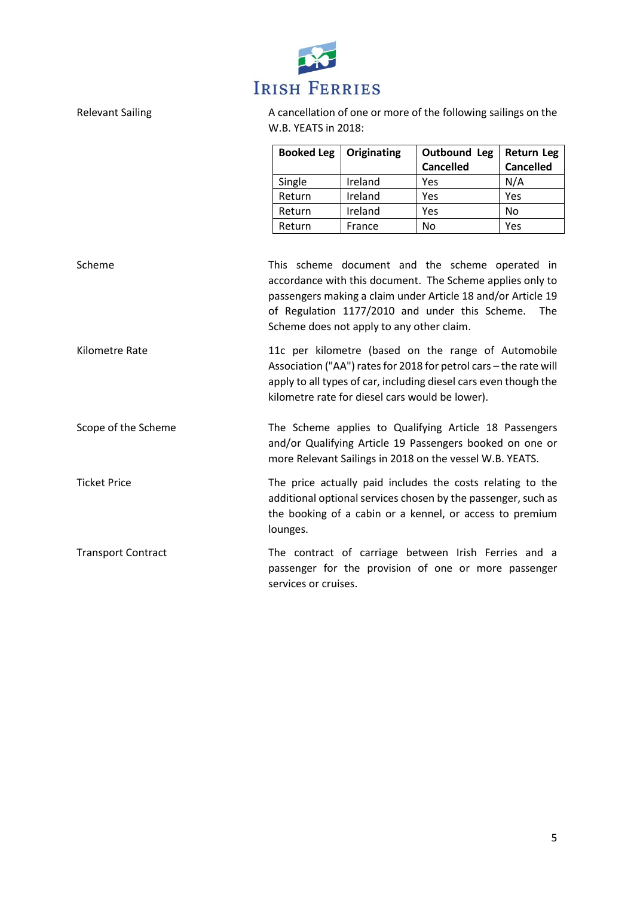**Relevant Sailing**

A cancellation of one or more of the following sailings on the W.B. YEATS in 2018:

| Booked Leg | Originating | Outbound Leg Cancelled | Return Leg Cancelled |
| --- | --- | --- | --- |
| Single | Ireland | Yes | N/A |
| Return | Ireland | Yes | Yes |
| Return | Ireland | Yes | No |
| Return | France | No | Yes |

**Scheme**

This scheme document and the scheme operated in accordance with this document. The Scheme applies only to passengers making a claim under Article 18 and/or Article 19 of Regulation 1177/2010 and under this Scheme. The Scheme does not apply to any other claim.

**Kilometre Rate**

11c per kilometre (based on the range of Automobile Association ("AA") rates for 2018 for petrol cars – the rate will apply to all types of car, including diesel cars even though the kilometre rate for diesel cars would be lower).

**Scope of the Scheme**

The Scheme applies to Qualifying Article 18 Passengers and/or Qualifying Article 19 Passengers booked on one or more Relevant Sailings in 2018 on the vessel W.B. YEATS.

**Ticket Price**

The price actually paid includes the costs relating to the additional optional services chosen by the passenger, such as the booking of a cabin or a kennel, or access to premium lounges.

**Transport Contract**

The contract of carriage between Irish Ferries and a passenger for the provision of one or more passenger services or cruises.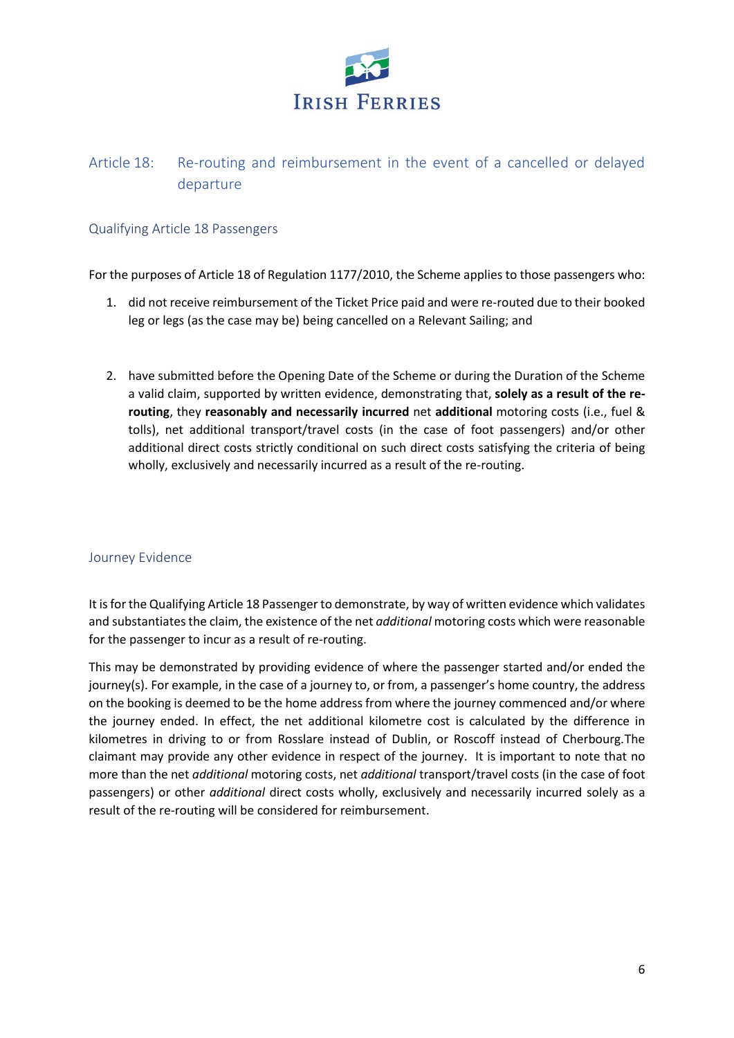## Article 18: Re-routing and reimbursement in the event of a cancelled or delayed departure

### Qualifying Article 18 Passengers

For the purposes of Article 18 of Regulation 1177/2010, the Scheme applies to those passengers who:

1. did not receive reimbursement of the Ticket Price paid and were re-routed due to their booked leg or legs (as the case may be) being cancelled on a Relevant Sailing; and

2. have submitted before the Opening Date of the Scheme or during the Duration of the Scheme a valid claim, supported by written evidence, demonstrating that, **solely as a result of the re-routing**, they **reasonably and necessarily incurred** net **additional** motoring costs (i.e., fuel & tolls), net additional transport/travel costs (in the case of foot passengers) and/or other additional direct costs strictly conditional on such direct costs satisfying the criteria of being wholly, exclusively and necessarily incurred as a result of the re-routing.

### Journey Evidence

It is for the Qualifying Article 18 Passenger to demonstrate, by way of written evidence which validates and substantiates the claim, the existence of the net *additional* motoring costs which were reasonable for the passenger to incur as a result of re-routing.

This may be demonstrated by providing evidence of where the passenger started and/or ended the journey(s). For example, in the case of a journey to, or from, a passenger's home country, the address on the booking is deemed to be the home address from where the journey commenced and/or where the journey ended. In effect, the net additional kilometre cost is calculated by the difference in kilometres in driving to or from Rosslare instead of Dublin, or Roscoff instead of Cherbourg.The claimant may provide any other evidence in respect of the journey. It is important to note that no more than the net *additional* motoring costs, net *additional* transport/travel costs (in the case of foot passengers) or other *additional* direct costs wholly, exclusively and necessarily incurred solely as a result of the re-routing will be considered for reimbursement.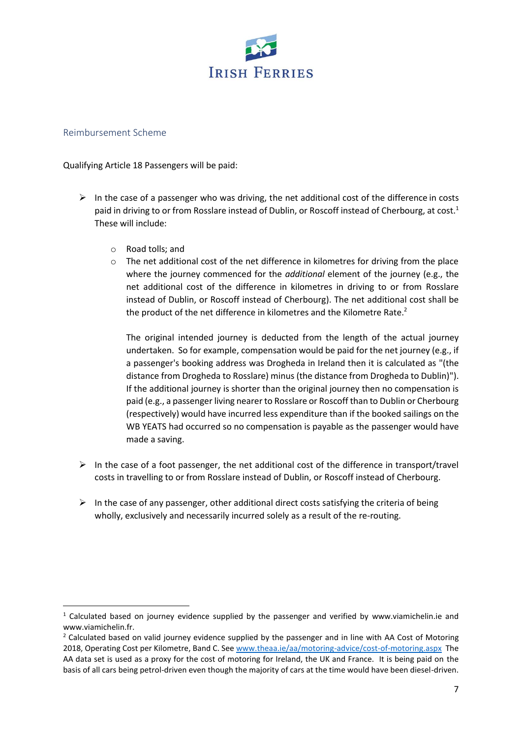## Reimbursement Scheme

Qualifying Article 18 Passengers will be paid:

- In the case of a passenger who was driving, the net additional cost of the difference in costs paid in driving to or from Rosslare instead of Dublin, or Roscoff instead of Cherbourg, at cost.[1] These will include:
  - Road tolls; and
  - The net additional cost of the net difference in kilometres for driving from the place where the journey commenced for the *additional* element of the journey (e.g., the net additional cost of the difference in kilometres in driving to or from Rosslare instead of Dublin, or Roscoff instead of Cherbourg). The net additional cost shall be the product of the net difference in kilometres and the Kilometre Rate.[2]

    The original intended journey is deducted from the length of the actual journey undertaken. So for example, compensation would be paid for the net journey (e.g., if a passenger's booking address was Drogheda in Ireland then it is calculated as "(the distance from Drogheda to Rosslare) minus (the distance from Drogheda to Dublin)"). If the additional journey is shorter than the original journey then no compensation is paid (e.g., a passenger living nearer to Rosslare or Roscoff than to Dublin or Cherbourg (respectively) would have incurred less expenditure than if the booked sailings on the WB YEATS had occurred so no compensation is payable as the passenger would have made a saving.

- In the case of a foot passenger, the net additional cost of the difference in transport/travel costs in travelling to or from Rosslare instead of Dublin, or Roscoff instead of Cherbourg.

- In the case of any passenger, other additional direct costs satisfying the criteria of being wholly, exclusively and necessarily incurred solely as a result of the re-routing.

---

[1] Calculated based on journey evidence supplied by the passenger and verified by www.viamichelin.ie and www.viamichelin.fr.

[2] Calculated based on valid journey evidence supplied by the passenger and in line with AA Cost of Motoring 2018, Operating Cost per Kilometre, Band C. See [www.theaa.ie/aa/motoring-advice/cost-of-motoring.aspx](http://www.theaa.ie/aa/motoring-advice/cost-of-motoring.aspx) The AA data set is used as a proxy for the cost of motoring for Ireland, the UK and France. It is being paid on the basis of all cars being petrol-driven even though the majority of cars at the time would have been diesel-driven.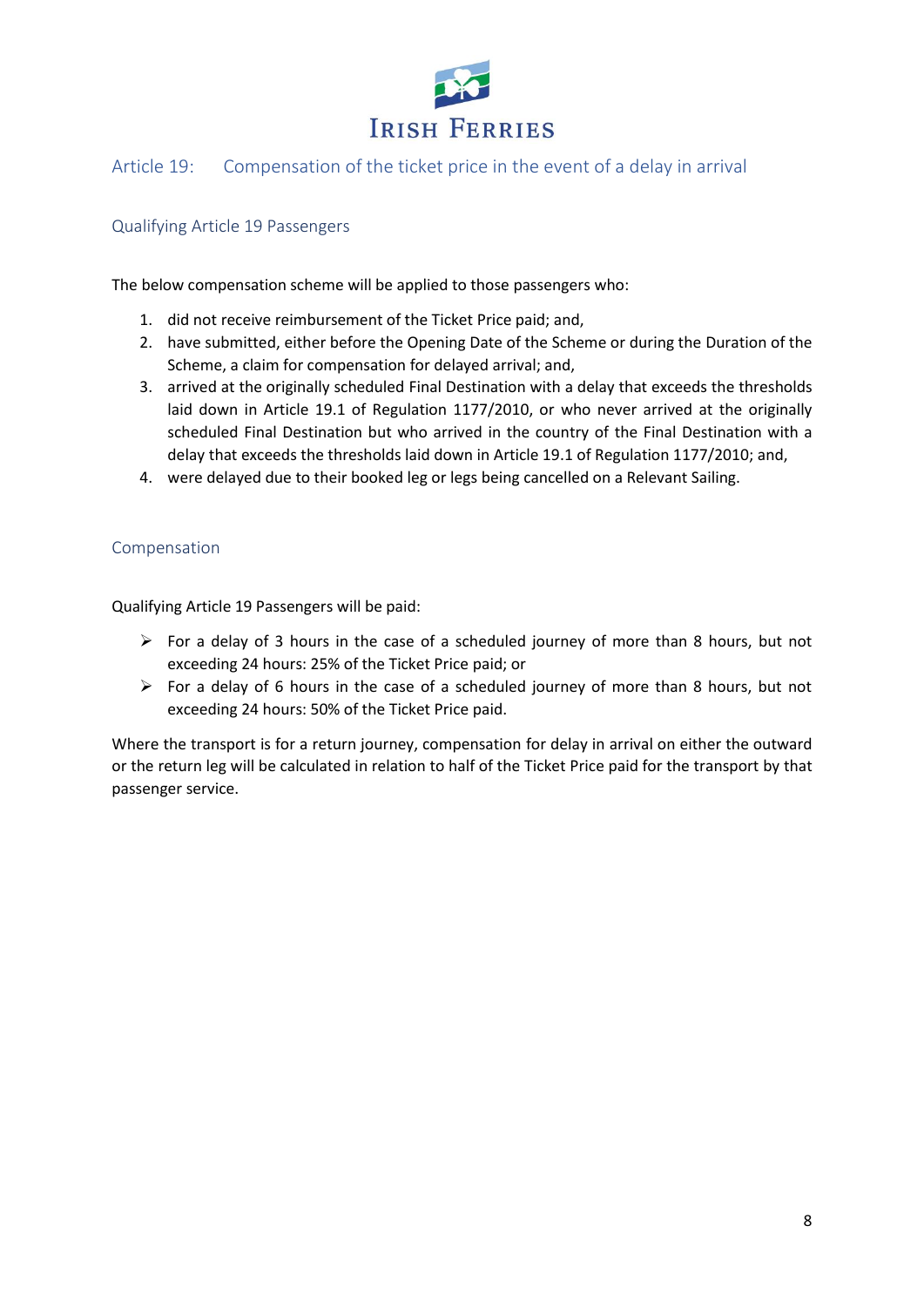## Article 19: Compensation of the ticket price in the event of a delay in arrival

### Qualifying Article 19 Passengers

The below compensation scheme will be applied to those passengers who:

1. did not receive reimbursement of the Ticket Price paid; and,
2. have submitted, either before the Opening Date of the Scheme or during the Duration of the Scheme, a claim for compensation for delayed arrival; and,
3. arrived at the originally scheduled Final Destination with a delay that exceeds the thresholds laid down in Article 19.1 of Regulation 1177/2010, or who never arrived at the originally scheduled Final Destination but who arrived in the country of the Final Destination with a delay that exceeds the thresholds laid down in Article 19.1 of Regulation 1177/2010; and,
4. were delayed due to their booked leg or legs being cancelled on a Relevant Sailing.

### Compensation

Qualifying Article 19 Passengers will be paid:

- For a delay of 3 hours in the case of a scheduled journey of more than 8 hours, but not exceeding 24 hours: 25% of the Ticket Price paid; or
- For a delay of 6 hours in the case of a scheduled journey of more than 8 hours, but not exceeding 24 hours: 50% of the Ticket Price paid.

Where the transport is for a return journey, compensation for delay in arrival on either the outward or the return leg will be calculated in relation to half of the Ticket Price paid for the transport by that passenger service.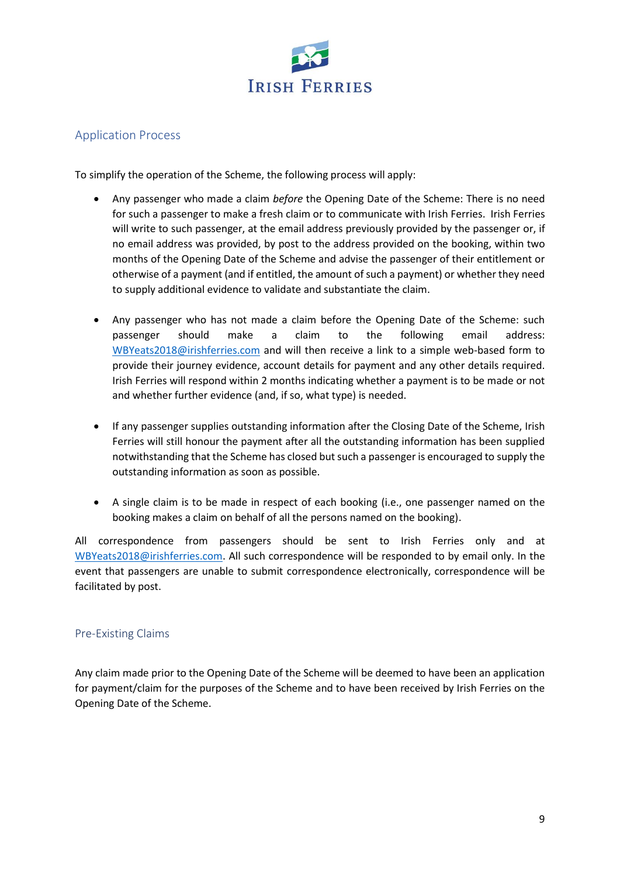## Application Process

To simplify the operation of the Scheme, the following process will apply:

- Any passenger who made a claim *before* the Opening Date of the Scheme: There is no need for such a passenger to make a fresh claim or to communicate with Irish Ferries. Irish Ferries will write to such passenger, at the email address previously provided by the passenger or, if no email address was provided, by post to the address provided on the booking, within two months of the Opening Date of the Scheme and advise the passenger of their entitlement or otherwise of a payment (and if entitled, the amount of such a payment) or whether they need to supply additional evidence to validate and substantiate the claim.

- Any passenger who has not made a claim before the Opening Date of the Scheme: such passenger should make a claim to the following email address: WBYeats2018@irishferries.com and will then receive a link to a simple web-based form to provide their journey evidence, account details for payment and any other details required. Irish Ferries will respond within 2 months indicating whether a payment is to be made or not and whether further evidence (and, if so, what type) is needed.

- If any passenger supplies outstanding information after the Closing Date of the Scheme, Irish Ferries will still honour the payment after all the outstanding information has been supplied notwithstanding that the Scheme has closed but such a passenger is encouraged to supply the outstanding information as soon as possible.

- A single claim is to be made in respect of each booking (i.e., one passenger named on the booking makes a claim on behalf of all the persons named on the booking).

All correspondence from passengers should be sent to Irish Ferries only and at WBYeats2018@irishferries.com. All such correspondence will be responded to by email only. In the event that passengers are unable to submit correspondence electronically, correspondence will be facilitated by post.

## Pre-Existing Claims

Any claim made prior to the Opening Date of the Scheme will be deemed to have been an application for payment/claim for the purposes of the Scheme and to have been received by Irish Ferries on the Opening Date of the Scheme.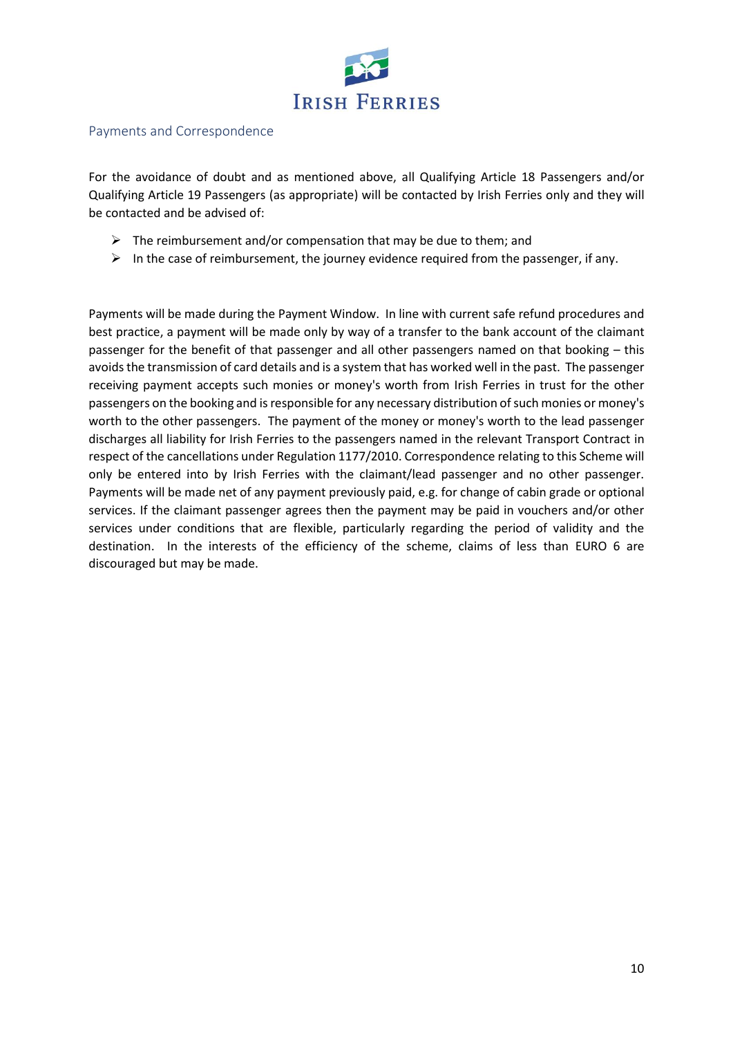## Payments and Correspondence

For the avoidance of doubt and as mentioned above, all Qualifying Article 18 Passengers and/or Qualifying Article 19 Passengers (as appropriate) will be contacted by Irish Ferries only and they will be contacted and be advised of:

- The reimbursement and/or compensation that may be due to them; and
- In the case of reimbursement, the journey evidence required from the passenger, if any.

Payments will be made during the Payment Window. In line with current safe refund procedures and best practice, a payment will be made only by way of a transfer to the bank account of the claimant passenger for the benefit of that passenger and all other passengers named on that booking – this avoids the transmission of card details and is a system that has worked well in the past. The passenger receiving payment accepts such monies or money's worth from Irish Ferries in trust for the other passengers on the booking and is responsible for any necessary distribution of such monies or money's worth to the other passengers. The payment of the money or money's worth to the lead passenger discharges all liability for Irish Ferries to the passengers named in the relevant Transport Contract in respect of the cancellations under Regulation 1177/2010. Correspondence relating to this Scheme will only be entered into by Irish Ferries with the claimant/lead passenger and no other passenger. Payments will be made net of any payment previously paid, e.g. for change of cabin grade or optional services. If the claimant passenger agrees then the payment may be paid in vouchers and/or other services under conditions that are flexible, particularly regarding the period of validity and the destination. In the interests of the efficiency of the scheme, claims of less than EURO 6 are discouraged but may be made.